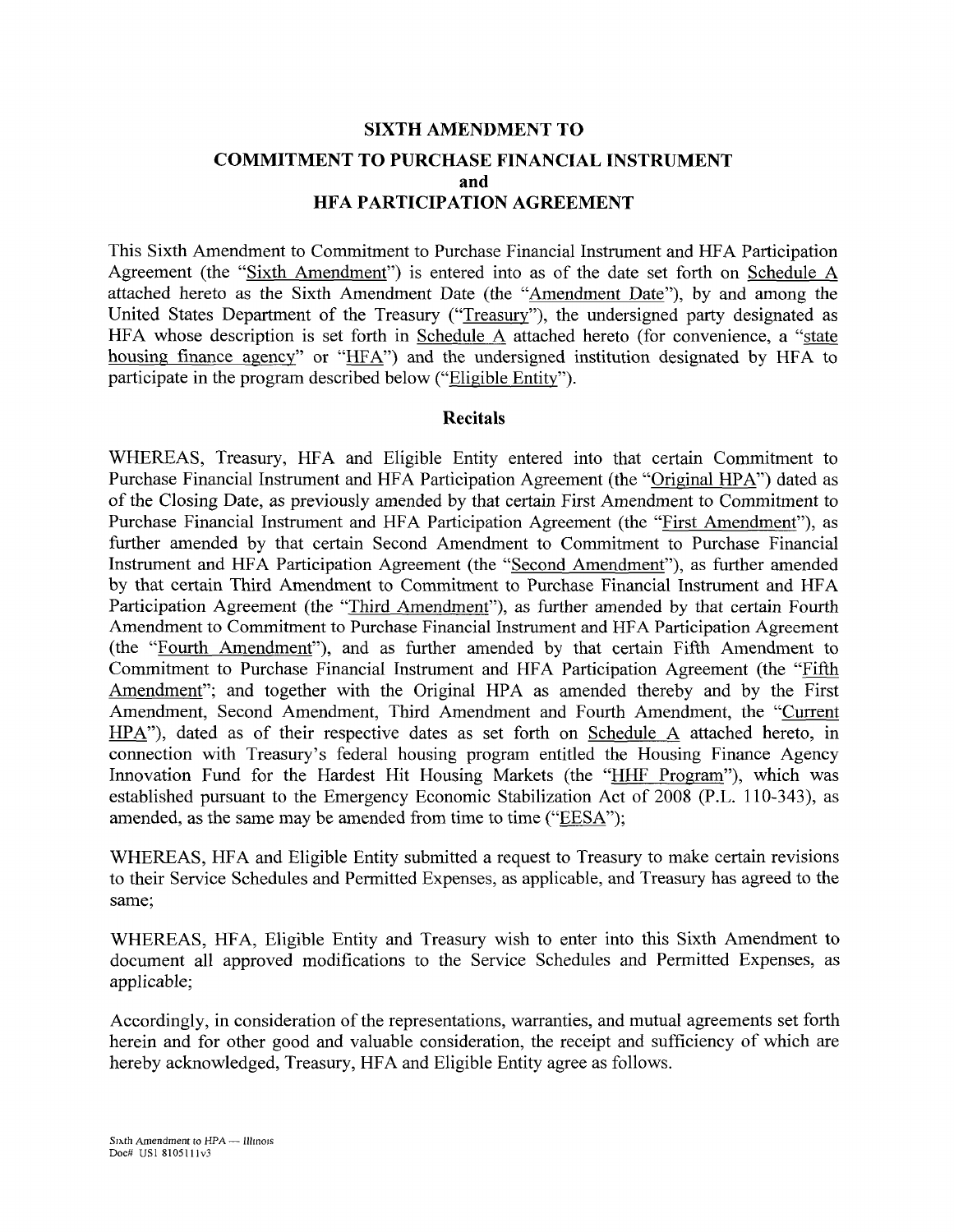# SIXTH AMENDMENT TO

# COMMITMENT TO PURCHASE FINANCIAL INSTRUMENT
## and
# HFA PARTICIPATION AGREEMENT

This Sixth Amendment to Commitment to Purchase Financial Instrument and HFA Participation Agreement (the "Sixth Amendment") is entered into as of the date set forth on Schedule A attached hereto as the Sixth Amendment Date (the "Amendment Date"), by and among the United States Department of the Treasury ("Treasury"), the undersigned party designated as HFA whose description is set forth in Schedule A attached hereto (for convenience, a "state housing finance agency" or "HFA") and the undersigned institution designated by HFA to participate in the program described below ("Eligible Entity").

## Recitals

WHEREAS, Treasury, HFA and Eligible Entity entered into that certain Commitment to Purchase Financial Instrument and HFA Participation Agreement (the "Original HPA") dated as of the Closing Date, as previously amended by that certain First Amendment to Commitment to Purchase Financial Instrument and HFA Participation Agreement (the "First Amendment"), as further amended by that certain Second Amendment to Commitment to Purchase Financial Instrument and HFA Participation Agreement (the "Second Amendment"), as further amended by that certain Third Amendment to Commitment to Purchase Financial Instrument and HFA Participation Agreement (the "Third Amendment"), as further amended by that certain Fourth Amendment to Commitment to Purchase Financial Instrument and HFA Participation Agreement (the "Fourth Amendment"), and as further amended by that certain Fifth Amendment to Commitment to Purchase Financial Instrument and HFA Participation Agreement (the "Fifth Amendment"; and together with the Original HPA as amended thereby and by the First Amendment, Second Amendment, Third Amendment and Fourth Amendment, the "Current HPA"), dated as of their respective dates as set forth on Schedule A attached hereto, in connection with Treasury's federal housing program entitled the Housing Finance Agency Innovation Fund for the Hardest Hit Housing Markets (the "HHF Program"), which was established pursuant to the Emergency Economic Stabilization Act of 2008 (P.L. 110-343), as amended, as the same may be amended from time to time ("EESA");

WHEREAS, HFA and Eligible Entity submitted a request to Treasury to make certain revisions to their Service Schedules and Permitted Expenses, as applicable, and Treasury has agreed to the same;

WHEREAS, HFA, Eligible Entity and Treasury wish to enter into this Sixth Amendment to document all approved modifications to the Service Schedules and Permitted Expenses, as applicable;

Accordingly, in consideration of the representations, warranties, and mutual agreements set forth herein and for other good and valuable consideration, the receipt and sufficiency of which are hereby acknowledged, Treasury, HFA and Eligible Entity agree as follows.

Sixth Amendment to HPA — Illinois
Doc# US1 8105111v3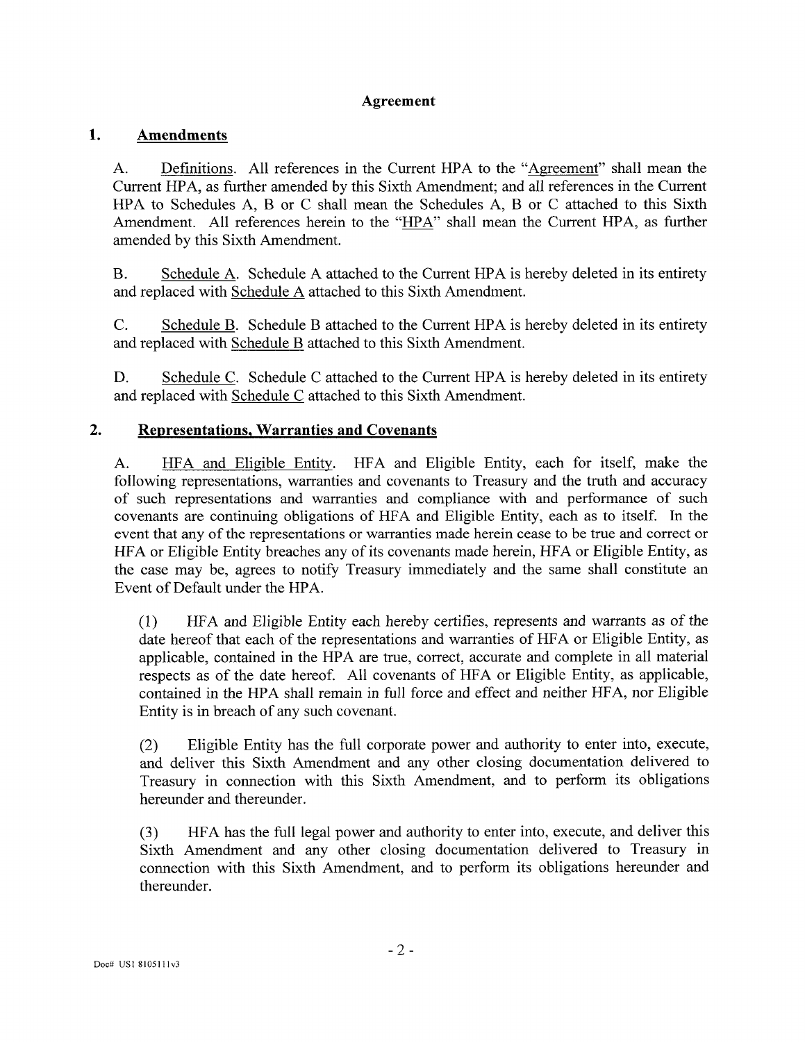## Agreement

### 1. Amendments

A. Definitions. All references in the Current HPA to the "Agreement" shall mean the Current HPA, as further amended by this Sixth Amendment; and all references in the Current HPA to Schedules A, B or C shall mean the Schedules A, B or C attached to this Sixth Amendment. All references herein to the "HPA" shall mean the Current HPA, as further amended by this Sixth Amendment.

B. Schedule A. Schedule A attached to the Current HPA is hereby deleted in its entirety and replaced with Schedule A attached to this Sixth Amendment.

C. Schedule B. Schedule B attached to the Current HPA is hereby deleted in its entirety and replaced with Schedule B attached to this Sixth Amendment.

D. Schedule C. Schedule C attached to the Current HPA is hereby deleted in its entirety and replaced with Schedule C attached to this Sixth Amendment.

### 2. Representations, Warranties and Covenants

A. HFA and Eligible Entity. HFA and Eligible Entity, each for itself, make the following representations, warranties and covenants to Treasury and the truth and accuracy of such representations and warranties and compliance with and performance of such covenants are continuing obligations of HFA and Eligible Entity, each as to itself. In the event that any of the representations or warranties made herein cease to be true and correct or HFA or Eligible Entity breaches any of its covenants made herein, HFA or Eligible Entity, as the case may be, agrees to notify Treasury immediately and the same shall constitute an Event of Default under the HPA.

(1) HFA and Eligible Entity each hereby certifies, represents and warrants as of the date hereof that each of the representations and warranties of HFA or Eligible Entity, as applicable, contained in the HPA are true, correct, accurate and complete in all material respects as of the date hereof. All covenants of HFA or Eligible Entity, as applicable, contained in the HPA shall remain in full force and effect and neither HFA, nor Eligible Entity is in breach of any such covenant.

(2) Eligible Entity has the full corporate power and authority to enter into, execute, and deliver this Sixth Amendment and any other closing documentation delivered to Treasury in connection with this Sixth Amendment, and to perform its obligations hereunder and thereunder.

(3) HFA has the full legal power and authority to enter into, execute, and deliver this Sixth Amendment and any other closing documentation delivered to Treasury in connection with this Sixth Amendment, and to perform its obligations hereunder and thereunder.

Doc# US1 8105111v3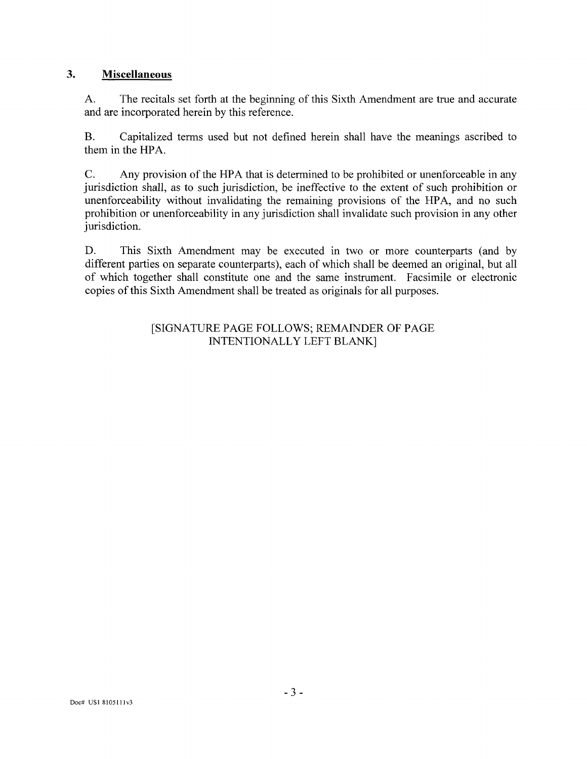## 3. **Miscellaneous**

A. The recitals set forth at the beginning of this Sixth Amendment are true and accurate and are incorporated herein by this reference.

B. Capitalized terms used but not defined herein shall have the meanings ascribed to them in the HPA.

C. Any provision of the HPA that is determined to be prohibited or unenforceable in any jurisdiction shall, as to such jurisdiction, be ineffective to the extent of such prohibition or unenforceability without invalidating the remaining provisions of the HPA, and no such prohibition or unenforceability in any jurisdiction shall invalidate such provision in any other jurisdiction.

D. This Sixth Amendment may be executed in two or more counterparts (and by different parties on separate counterparts), each of which shall be deemed an original, but all of which together shall constitute one and the same instrument. Facsimile or electronic copies of this Sixth Amendment shall be treated as originals for all purposes.

[SIGNATURE PAGE FOLLOWS; REMAINDER OF PAGE INTENTIONALLY LEFT BLANK]

Doc# US1 8105111v3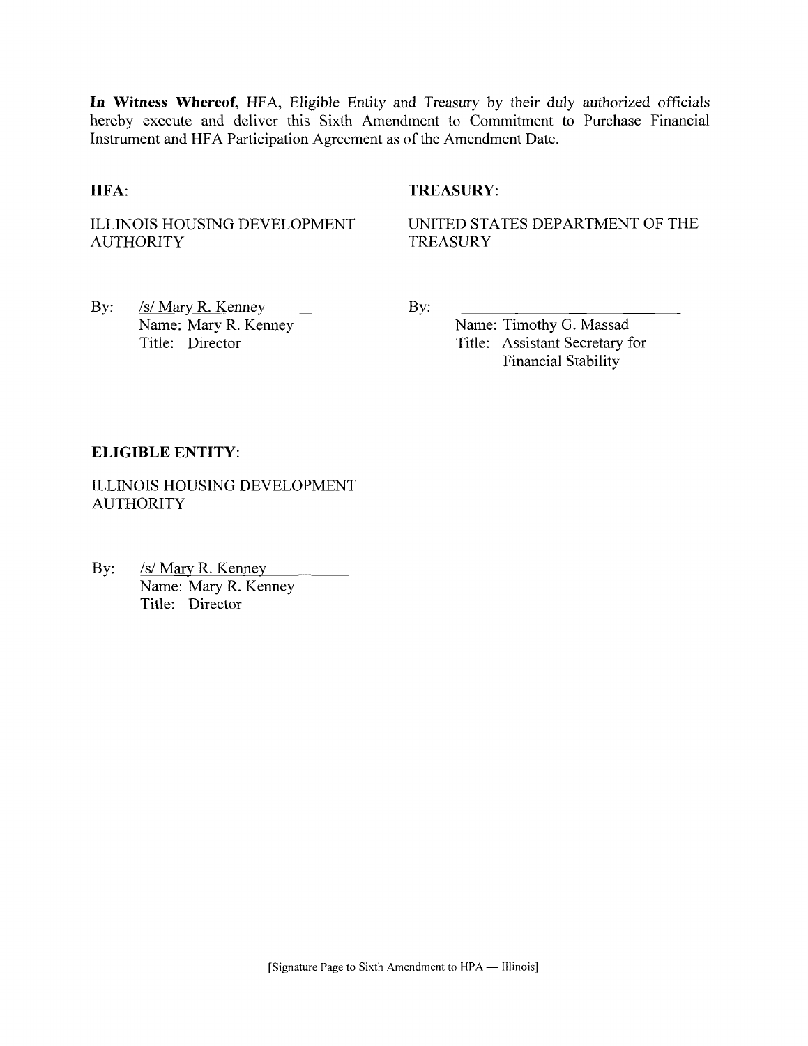**In Witness Whereof**, HFA, Eligible Entity and Treasury by their duly authorized officials hereby execute and deliver this Sixth Amendment to Commitment to Purchase Financial Instrument and HFA Participation Agreement as of the Amendment Date.

**HFA**:

ILLINOIS HOUSING DEVELOPMENT AUTHORITY

By: /s/ Mary R. Kenney
Name: Mary R. Kenney
Title: Director

**TREASURY**:

UNITED STATES DEPARTMENT OF THE TREASURY

By: ______________________
Name: Timothy G. Massad
Title: Assistant Secretary for Financial Stability

**ELIGIBLE ENTITY**:

ILLINOIS HOUSING DEVELOPMENT AUTHORITY

By: /s/ Mary R. Kenney
Name: Mary R. Kenney
Title: Director

[Signature Page to Sixth Amendment to HPA — Illinois]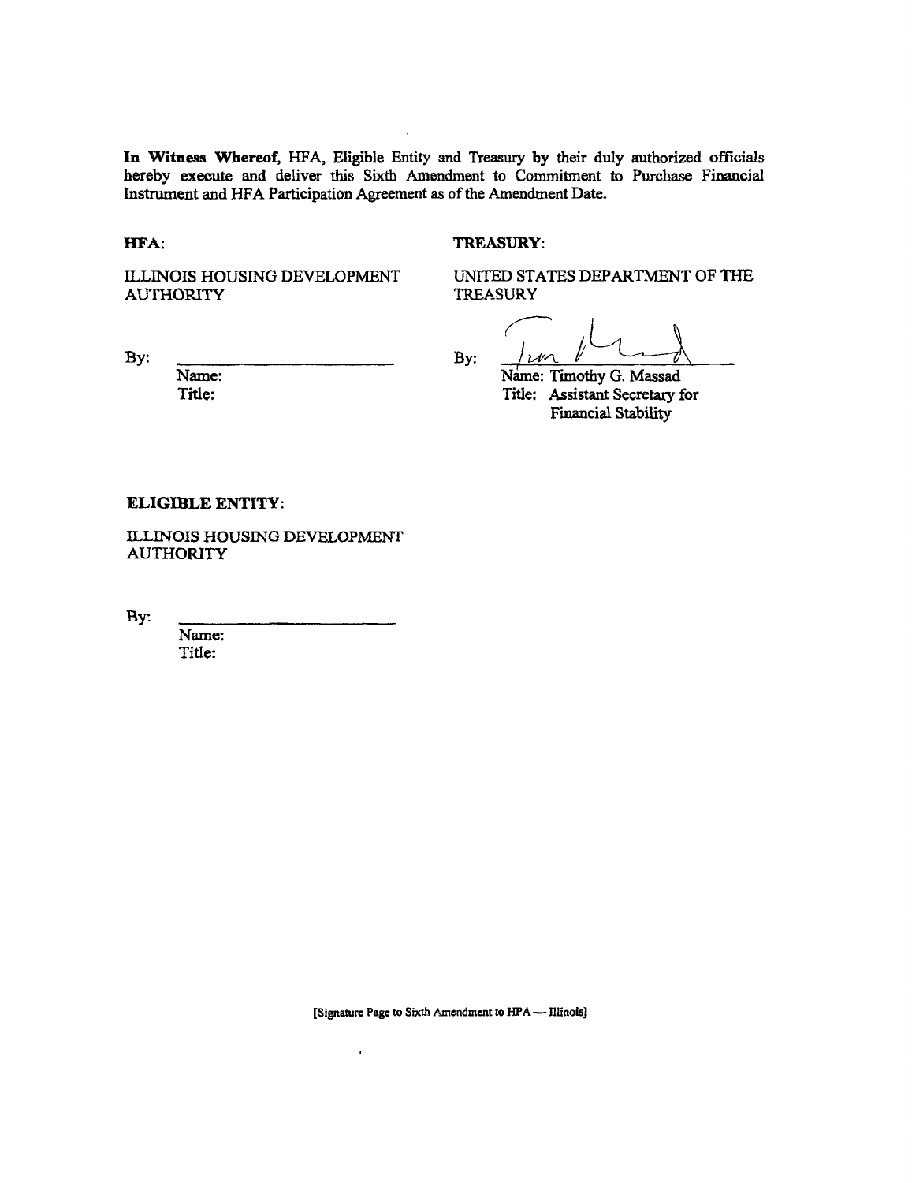**In Witness Whereof**, HFA, Eligible Entity and Treasury by their duly authorized officials hereby execute and deliver this Sixth Amendment to Commitment to Purchase Financial Instrument and HFA Participation Agreement as of the Amendment Date.

**HFA:**

ILLINOIS HOUSING DEVELOPMENT AUTHORITY

By: ______________________
Name:
Title:

**TREASURY:**

UNITED STATES DEPARTMENT OF THE TREASURY

By: ______________________
Name: Timothy G. Massad
Title: Assistant Secretary for Financial Stability

**ELIGIBLE ENTITY:**

ILLINOIS HOUSING DEVELOPMENT AUTHORITY

By: ______________________
Name:
Title:

[Signature Page to Sixth Amendment to HPA — Illinois]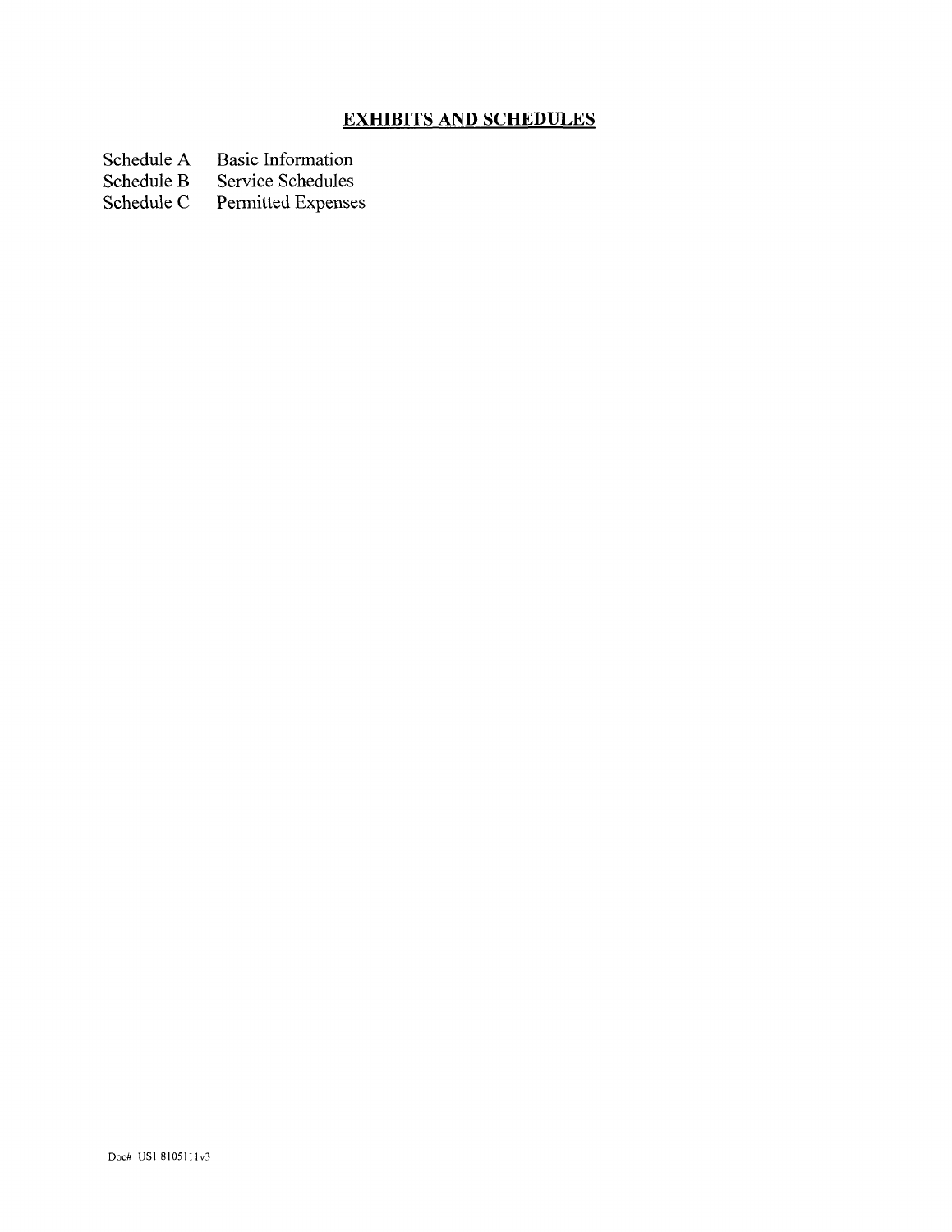## **EXHIBITS AND SCHEDULES**

| | |
|---|---|
| Schedule A | Basic Information |
| Schedule B | Service Schedules |
| Schedule C | Permitted Expenses |

Doc# US1 8105111v3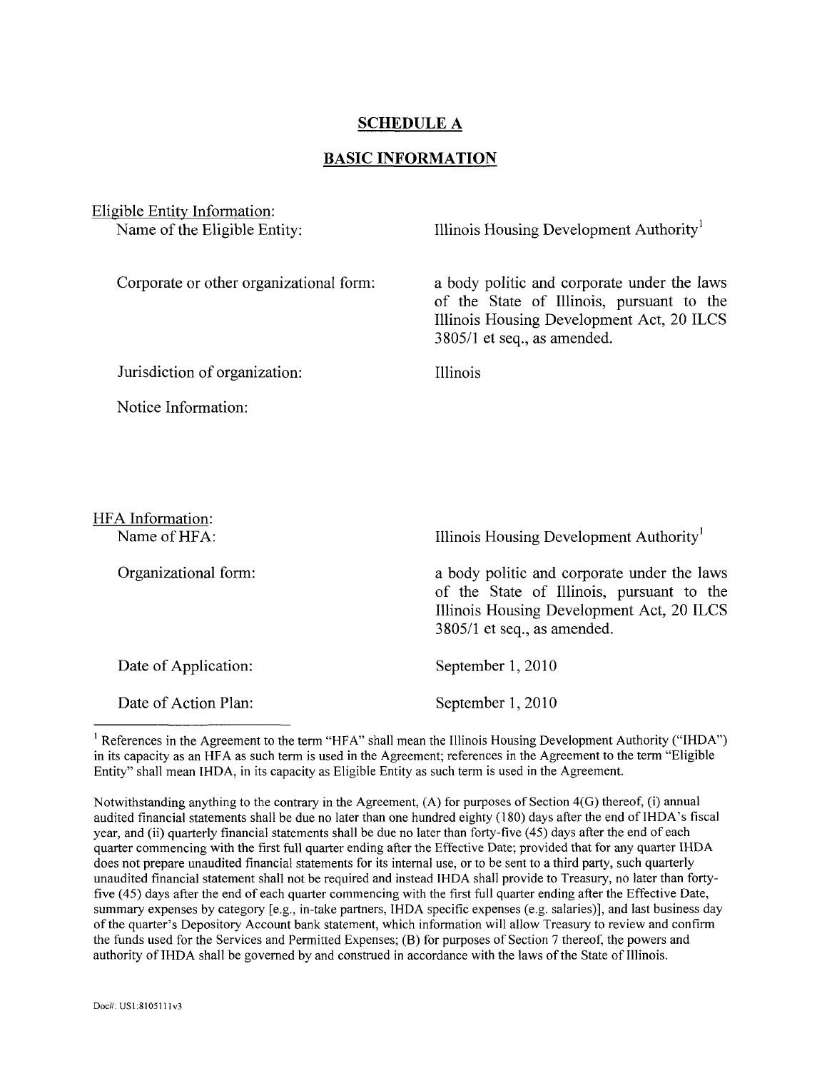## SCHEDULE A

## BASIC INFORMATION

Eligible Entity Information:

| | |
|---|---|
| Name of the Eligible Entity: | Illinois Housing Development Authority[1] |
| Corporate or other organizational form: | a body politic and corporate under the laws of the State of Illinois, pursuant to the Illinois Housing Development Act, 20 ILCS 3805/1 et seq., as amended. |
| Jurisdiction of organization: | Illinois |
| Notice Information: | |

HFA Information:

| | |
|---|---|
| Name of HFA: | Illinois Housing Development Authority[1] |
| Organizational form: | a body politic and corporate under the laws of the State of Illinois, pursuant to the Illinois Housing Development Act, 20 ILCS 3805/1 et seq., as amended. |
| Date of Application: | September 1, 2010 |
| Date of Action Plan: | September 1, 2010 |

---

[1] References in the Agreement to the term "HFA" shall mean the Illinois Housing Development Authority ("IHDA") in its capacity as an HFA as such term is used in the Agreement; references in the Agreement to the term "Eligible Entity" shall mean IHDA, in its capacity as Eligible Entity as such term is used in the Agreement.

Notwithstanding anything to the contrary in the Agreement, (A) for purposes of Section 4(G) thereof, (i) annual audited financial statements shall be due no later than one hundred eighty (180) days after the end of IHDA's fiscal year, and (ii) quarterly financial statements shall be due no later than forty-five (45) days after the end of each quarter commencing with the first full quarter ending after the Effective Date; provided that for any quarter IHDA does not prepare unaudited financial statements for its internal use, or to be sent to a third party, such quarterly unaudited financial statement shall not be required and instead IHDA shall provide to Treasury, no later than forty-five (45) days after the end of each quarter commencing with the first full quarter ending after the Effective Date, summary expenses by category [e.g., in-take partners, IHDA specific expenses (e.g. salaries)], and last business day of the quarter's Depository Account bank statement, which information will allow Treasury to review and confirm the funds used for the Services and Permitted Expenses; (B) for purposes of Section 7 thereof, the powers and authority of IHDA shall be governed by and construed in accordance with the laws of the State of Illinois.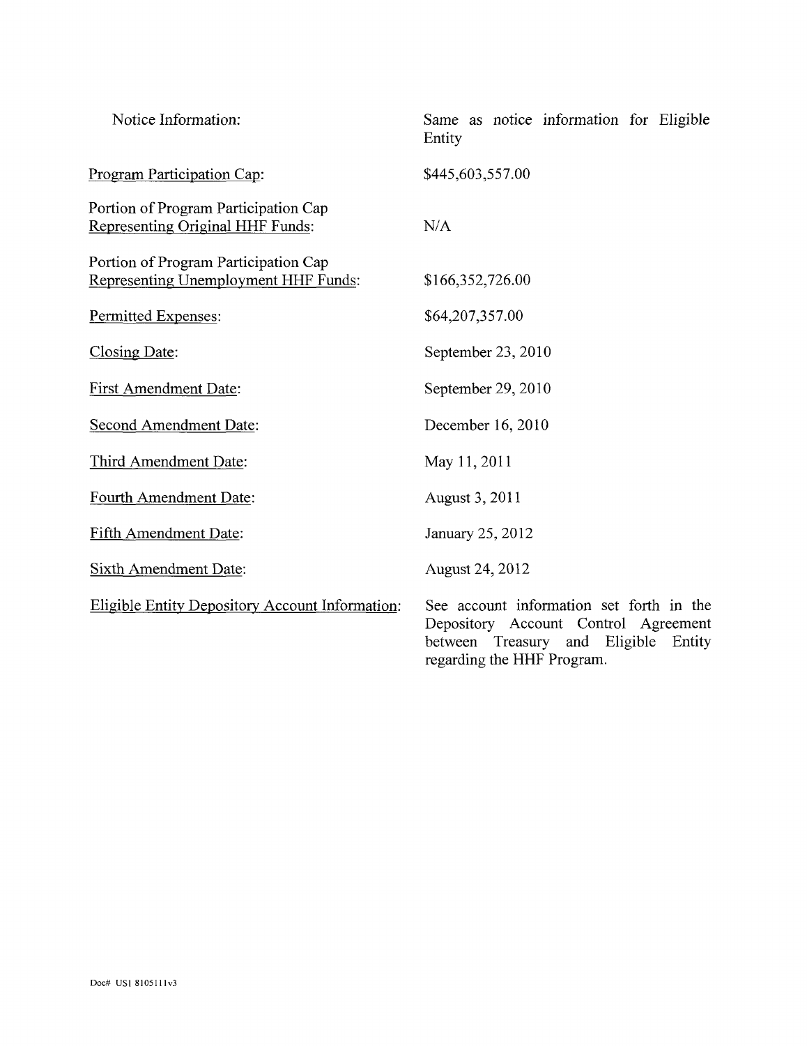| | |
|---|---|
| Notice Information: | Same as notice information for Eligible Entity |
| Program Participation Cap: | $445,603,557.00 |
| Portion of Program Participation Cap Representing Original HHF Funds: | N/A |
| Portion of Program Participation Cap Representing Unemployment HHF Funds: | $166,352,726.00 |
| Permitted Expenses: | $64,207,357.00 |
| Closing Date: | September 23, 2010 |
| First Amendment Date: | September 29, 2010 |
| Second Amendment Date: | December 16, 2010 |
| Third Amendment Date: | May 11, 2011 |
| Fourth Amendment Date: | August 3, 2011 |
| Fifth Amendment Date: | January 25, 2012 |
| Sixth Amendment Date: | August 24, 2012 |
| Eligible Entity Depository Account Information: | See account information set forth in the Depository Account Control Agreement between Treasury and Eligible Entity regarding the HHF Program. |

Doc# US1 8105111v3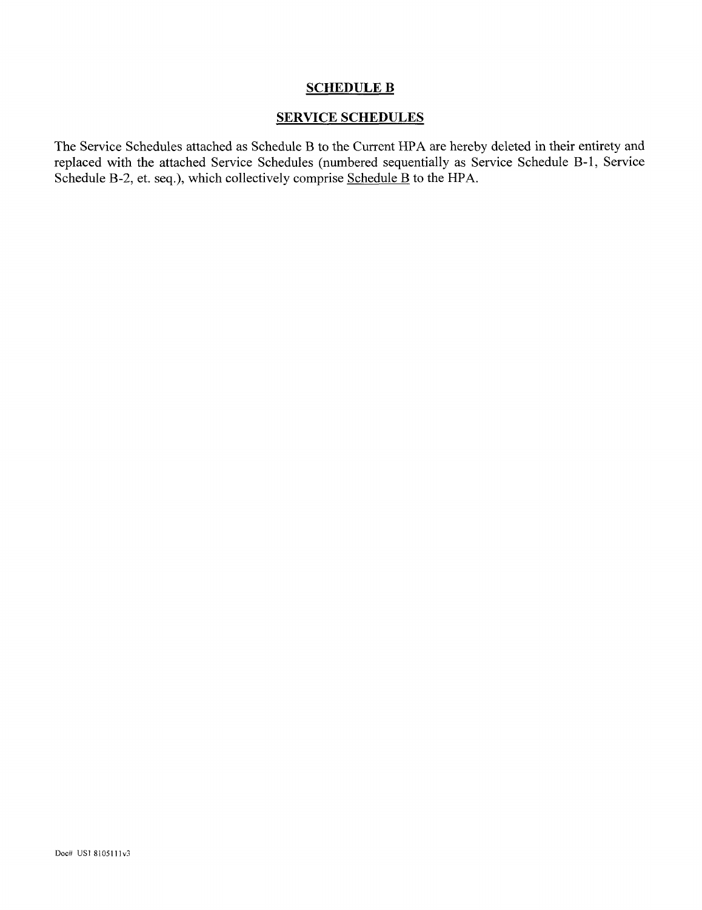# SCHEDULE B

## SERVICE SCHEDULES

The Service Schedules attached as Schedule B to the Current HPA are hereby deleted in their entirety and replaced with the attached Service Schedules (numbered sequentially as Service Schedule B-1, Service Schedule B-2, et. seq.), which collectively comprise Schedule B to the HPA.

Doc# US1 8105111v3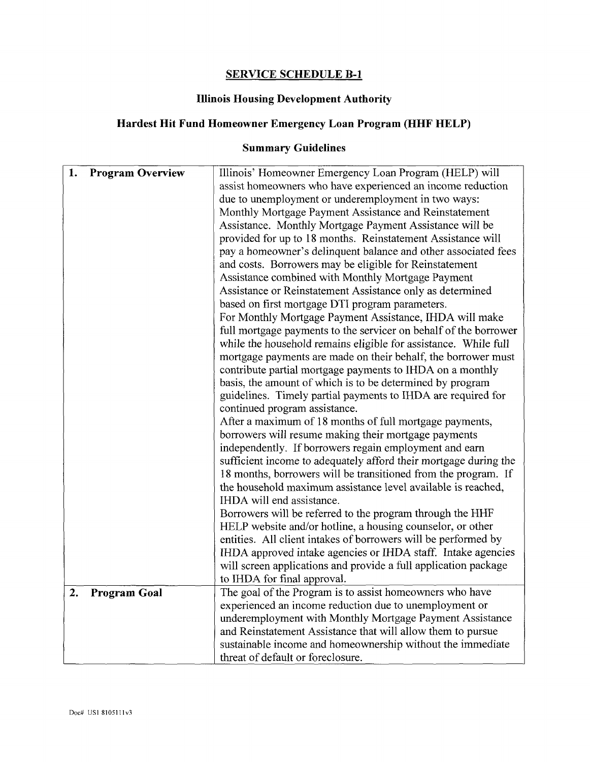## SERVICE SCHEDULE B-1

### Illinois Housing Development Authority

### Hardest Hit Fund Homeowner Emergency Loan Program (HHF HELP)

### Summary Guidelines

| | |
|---|---|
| **1. Program Overview** | Illinois' Homeowner Emergency Loan Program (HELP) will assist homeowners who have experienced an income reduction due to unemployment or underemployment in two ways: Monthly Mortgage Payment Assistance and Reinstatement Assistance. Monthly Mortgage Payment Assistance will be provided for up to 18 months. Reinstatement Assistance will pay a homeowner's delinquent balance and other associated fees and costs. Borrowers may be eligible for Reinstatement Assistance combined with Monthly Mortgage Payment Assistance or Reinstatement Assistance only as determined based on first mortgage DTI program parameters.<br>For Monthly Mortgage Payment Assistance, IHDA will make full mortgage payments to the servicer on behalf of the borrower while the household remains eligible for assistance. While full mortgage payments are made on their behalf, the borrower must contribute partial mortgage payments to IHDA on a monthly basis, the amount of which is to be determined by program guidelines. Timely partial payments to IHDA are required for continued program assistance.<br>After a maximum of 18 months of full mortgage payments, borrowers will resume making their mortgage payments independently. If borrowers regain employment and earn sufficient income to adequately afford their mortgage during the 18 months, borrowers will be transitioned from the program. If the household maximum assistance level available is reached, IHDA will end assistance.<br>Borrowers will be referred to the program through the HHF HELP website and/or hotline, a housing counselor, or other entities. All client intakes of borrowers will be performed by IHDA approved intake agencies or IHDA staff. Intake agencies will screen applications and provide a full application package to IHDA for final approval. |
| **2. Program Goal** | The goal of the Program is to assist homeowners who have experienced an income reduction due to unemployment or underemployment with Monthly Mortgage Payment Assistance and Reinstatement Assistance that will allow them to pursue sustainable income and homeownership without the immediate threat of default or foreclosure. |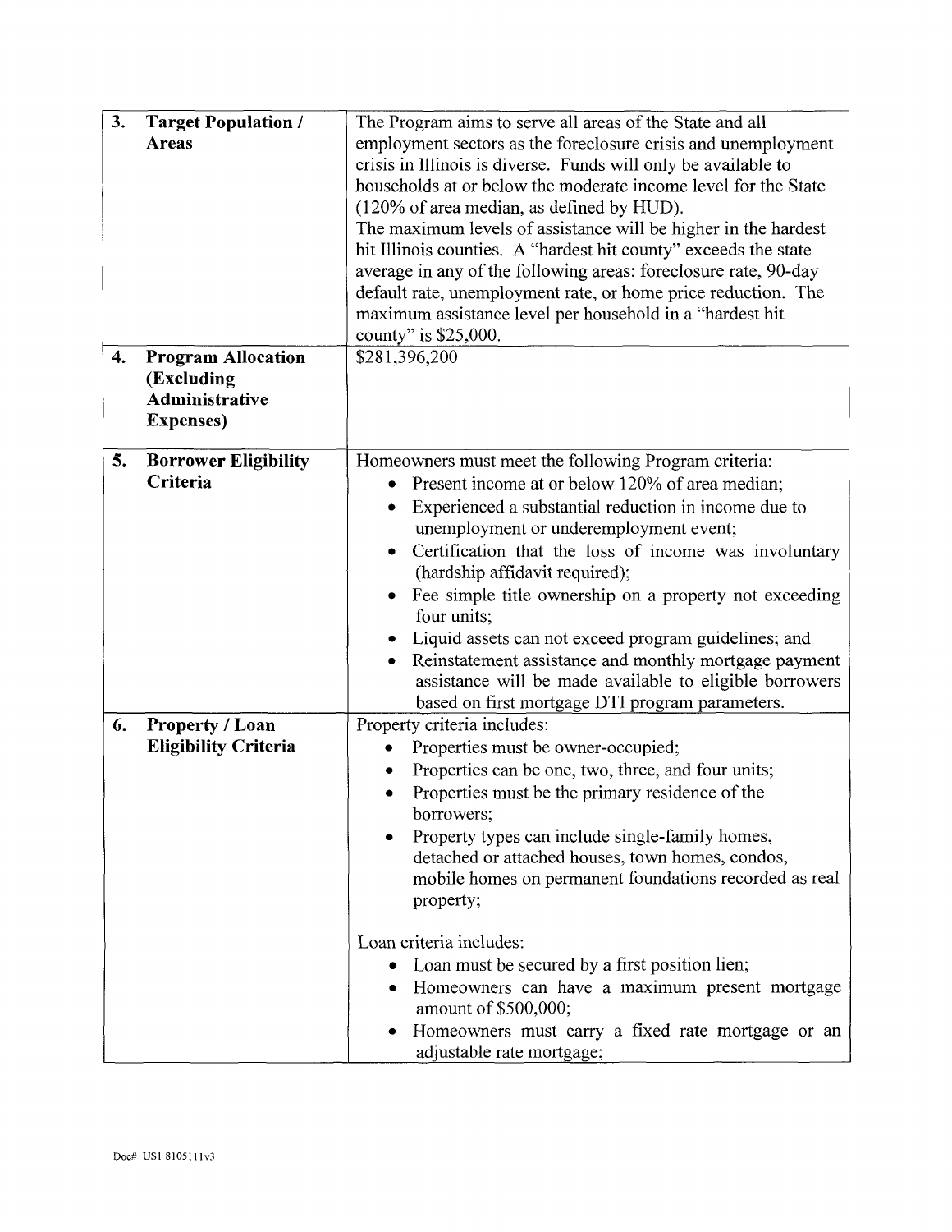| | | |
|---|---|---|
| 3. | **Target Population / Areas** | The Program aims to serve all areas of the State and all employment sectors as the foreclosure crisis and unemployment crisis in Illinois is diverse. Funds will only be available to households at or below the moderate income level for the State (120% of area median, as defined by HUD).<br>The maximum levels of assistance will be higher in the hardest hit Illinois counties. A "hardest hit county" exceeds the state average in any of the following areas: foreclosure rate, 90-day default rate, unemployment rate, or home price reduction. The maximum assistance level per household in a "hardest hit county" is $25,000. |
| 4. | **Program Allocation (Excluding Administrative Expenses)** | $281,396,200 |
| 5. | **Borrower Eligibility Criteria** | Homeowners must meet the following Program criteria:<br>• Present income at or below 120% of area median;<br>• Experienced a substantial reduction in income due to unemployment or underemployment event;<br>• Certification that the loss of income was involuntary (hardship affidavit required);<br>• Fee simple title ownership on a property not exceeding four units;<br>• Liquid assets can not exceed program guidelines; and<br>• Reinstatement assistance and monthly mortgage payment assistance will be made available to eligible borrowers based on first mortgage DTI program parameters. |
| 6. | **Property / Loan Eligibility Criteria** | Property criteria includes:<br>• Properties must be owner-occupied;<br>• Properties can be one, two, three, and four units;<br>• Properties must be the primary residence of the borrowers;<br>• Property types can include single-family homes, detached or attached houses, town homes, condos, mobile homes on permanent foundations recorded as real property;<br><br>Loan criteria includes:<br>• Loan must be secured by a first position lien;<br>• Homeowners can have a maximum present mortgage amount of $500,000;<br>• Homeowners must carry a fixed rate mortgage or an adjustable rate mortgage; |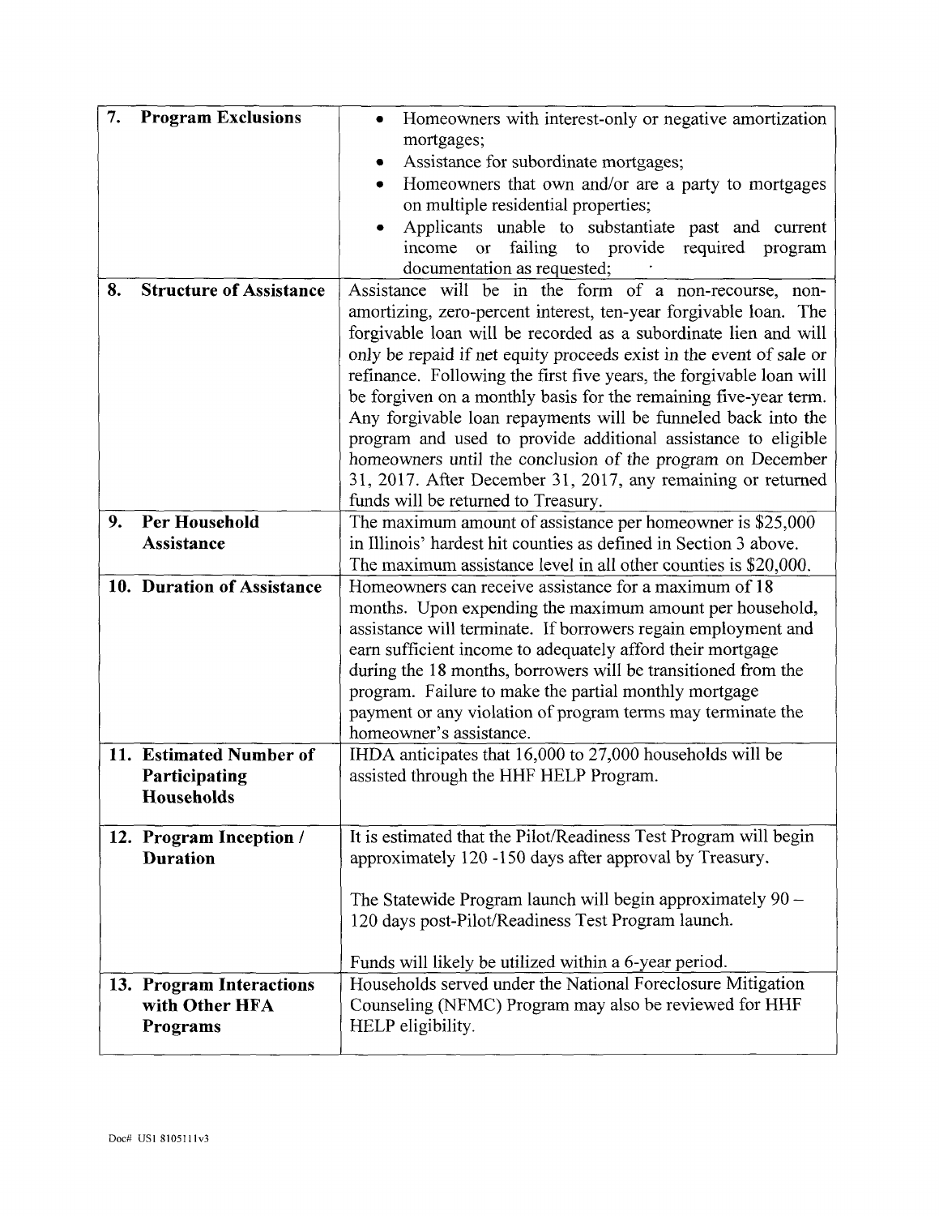| | |
|---|---|
| **7. Program Exclusions** | • Homeowners with interest-only or negative amortization mortgages;<br>• Assistance for subordinate mortgages;<br>• Homeowners that own and/or are a party to mortgages on multiple residential properties;<br>• Applicants unable to substantiate past and current income or failing to provide required program documentation as requested; |
| **8. Structure of Assistance** | Assistance will be in the form of a non-recourse, non-amortizing, zero-percent interest, ten-year forgivable loan. The forgivable loan will be recorded as a subordinate lien and will only be repaid if net equity proceeds exist in the event of sale or refinance. Following the first five years, the forgivable loan will be forgiven on a monthly basis for the remaining five-year term. Any forgivable loan repayments will be funneled back into the program and used to provide additional assistance to eligible homeowners until the conclusion of the program on December 31, 2017. After December 31, 2017, any remaining or returned funds will be returned to Treasury. |
| **9. Per Household Assistance** | The maximum amount of assistance per homeowner is $25,000 in Illinois' hardest hit counties as defined in Section 3 above. The maximum assistance level in all other counties is $20,000. |
| **10. Duration of Assistance** | Homeowners can receive assistance for a maximum of 18 months. Upon expending the maximum amount per household, assistance will terminate. If borrowers regain employment and earn sufficient income to adequately afford their mortgage during the 18 months, borrowers will be transitioned from the program. Failure to make the partial monthly mortgage payment or any violation of program terms may terminate the homeowner's assistance. |
| **11. Estimated Number of Participating Households** | IHDA anticipates that 16,000 to 27,000 households will be assisted through the HHF HELP Program. |
| **12. Program Inception / Duration** | It is estimated that the Pilot/Readiness Test Program will begin approximately 120 -150 days after approval by Treasury.<br><br>The Statewide Program launch will begin approximately 90 – 120 days post-Pilot/Readiness Test Program launch.<br><br>Funds will likely be utilized within a 6-year period. |
| **13. Program Interactions with Other HFA Programs** | Households served under the National Foreclosure Mitigation Counseling (NFMC) Program may also be reviewed for HHF HELP eligibility. |

Doc# US1 8105111v3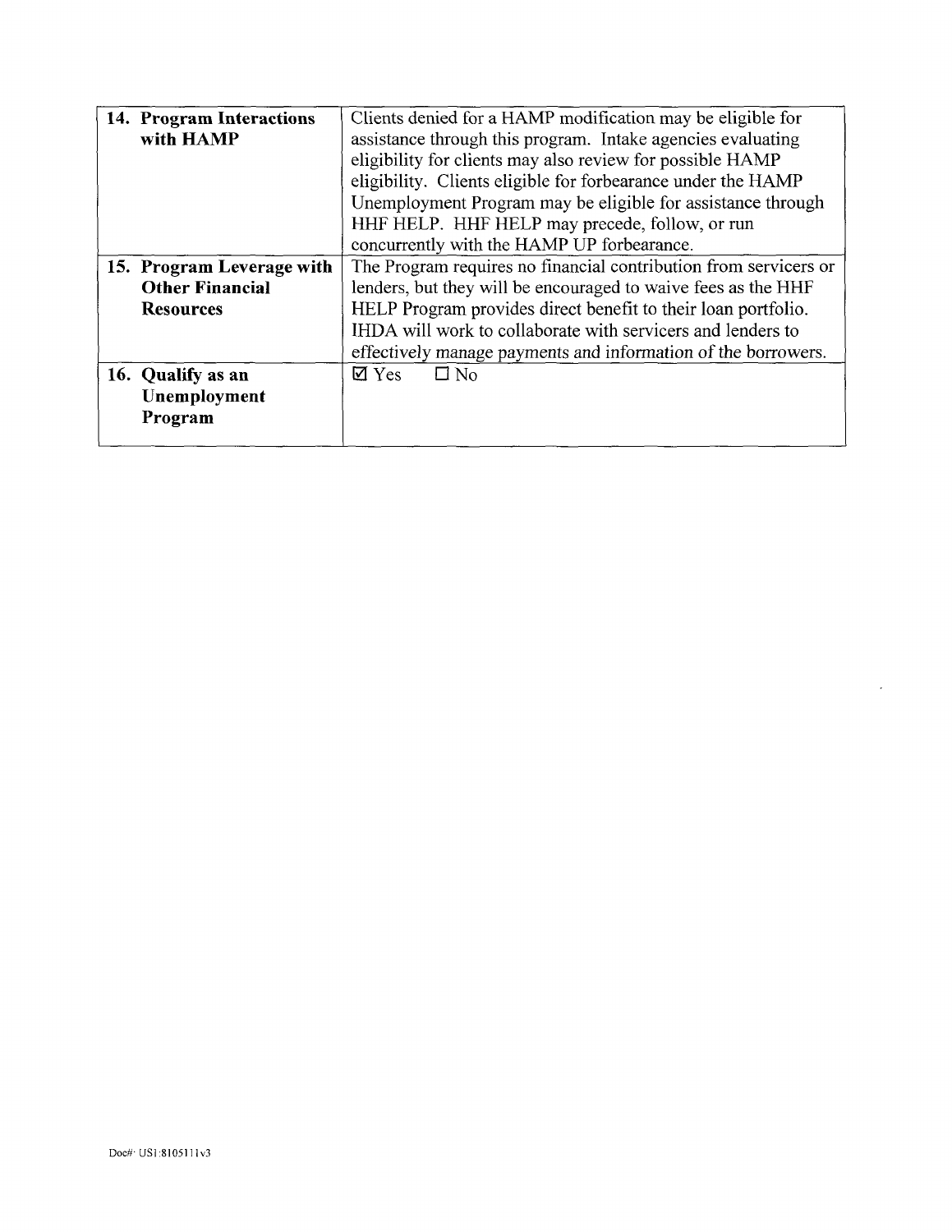| | |
|---|---|
| **14. Program Interactions with HAMP** | Clients denied for a HAMP modification may be eligible for assistance through this program. Intake agencies evaluating eligibility for clients may also review for possible HAMP eligibility. Clients eligible for forbearance under the HAMP Unemployment Program may be eligible for assistance through HHF HELP. HHF HELP may precede, follow, or run concurrently with the HAMP UP forbearance. |
| **15. Program Leverage with Other Financial Resources** | The Program requires no financial contribution from servicers or lenders, but they will be encouraged to waive fees as the HHF HELP Program provides direct benefit to their loan portfolio. IHDA will work to collaborate with servicers and lenders to effectively manage payments and information of the borrowers. |
| **16. Qualify as an Unemployment Program** | ☑ Yes ☐ No |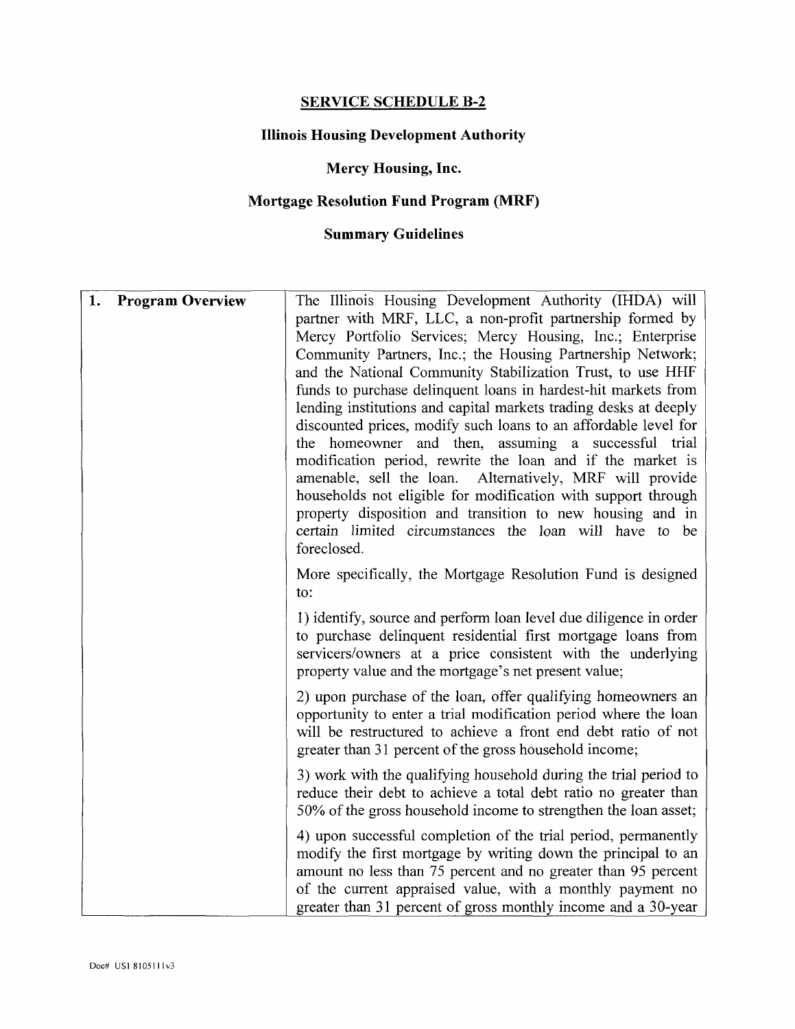## SERVICE SCHEDULE B-2

### Illinois Housing Development Authority

### Mercy Housing, Inc.

### Mortgage Resolution Fund Program (MRF)

### Summary Guidelines

| | |
|---|---|
| **1. Program Overview** | The Illinois Housing Development Authority (IHDA) will partner with MRF, LLC, a non-profit partnership formed by Mercy Portfolio Services; Mercy Housing, Inc.; Enterprise Community Partners, Inc.; the Housing Partnership Network; and the National Community Stabilization Trust, to use HHF funds to purchase delinquent loans in hardest-hit markets from lending institutions and capital markets trading desks at deeply discounted prices, modify such loans to an affordable level for the homeowner and then, assuming a successful trial modification period, rewrite the loan and if the market is amenable, sell the loan. Alternatively, MRF will provide households not eligible for modification with support through property disposition and transition to new housing and in certain limited circumstances the loan will have to be foreclosed.<br><br>More specifically, the Mortgage Resolution Fund is designed to:<br><br>1) identify, source and perform loan level due diligence in order to purchase delinquent residential first mortgage loans from servicers/owners at a price consistent with the underlying property value and the mortgage's net present value;<br><br>2) upon purchase of the loan, offer qualifying homeowners an opportunity to enter a trial modification period where the loan will be restructured to achieve a front end debt ratio of not greater than 31 percent of the gross household income;<br><br>3) work with the qualifying household during the trial period to reduce their debt to achieve a total debt ratio no greater than 50% of the gross household income to strengthen the loan asset;<br><br>4) upon successful completion of the trial period, permanently modify the first mortgage by writing down the principal to an amount no less than 75 percent and no greater than 95 percent of the current appraised value, with a monthly payment no greater than 31 percent of gross monthly income and a 30-year |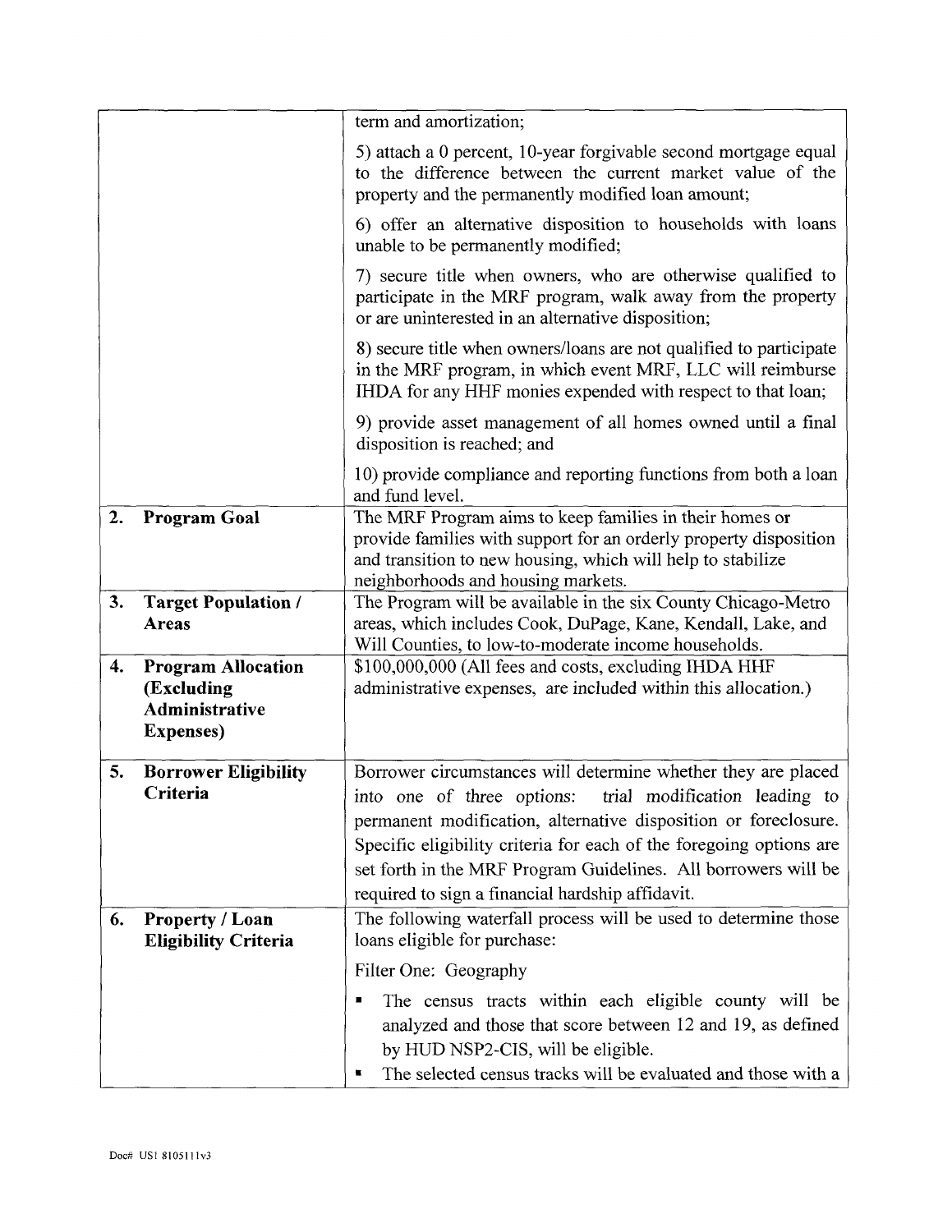| | |
|---|---|
| | term and amortization;<br><br>5) attach a 0 percent, 10-year forgivable second mortgage equal to the difference between the current market value of the property and the permanently modified loan amount;<br><br>6) offer an alternative disposition to households with loans unable to be permanently modified;<br><br>7) secure title when owners, who are otherwise qualified to participate in the MRF program, walk away from the property or are uninterested in an alternative disposition;<br><br>8) secure title when owners/loans are not qualified to participate in the MRF program, in which event MRF, LLC will reimburse IHDA for any HHF monies expended with respect to that loan;<br><br>9) provide asset management of all homes owned until a final disposition is reached; and<br><br>10) provide compliance and reporting functions from both a loan and fund level. |
| **2. Program Goal** | The MRF Program aims to keep families in their homes or provide families with support for an orderly property disposition and transition to new housing, which will help to stabilize neighborhoods and housing markets. |
| **3. Target Population / Areas** | The Program will be available in the six County Chicago-Metro areas, which includes Cook, DuPage, Kane, Kendall, Lake, and Will Counties, to low-to-moderate income households. |
| **4. Program Allocation (Excluding Administrative Expenses)** | $100,000,000 (All fees and costs, excluding IHDA HHF administrative expenses, are included within this allocation.) |
| **5. Borrower Eligibility Criteria** | Borrower circumstances will determine whether they are placed into one of three options: trial modification leading to permanent modification, alternative disposition or foreclosure. Specific eligibility criteria for each of the foregoing options are set forth in the MRF Program Guidelines. All borrowers will be required to sign a financial hardship affidavit. |
| **6. Property / Loan Eligibility Criteria** | The following waterfall process will be used to determine those loans eligible for purchase:<br><br>Filter One: Geography<br><br>▪ The census tracts within each eligible county will be analyzed and those that score between 12 and 19, as defined by HUD NSP2-CIS, will be eligible.<br>▪ The selected census tracks will be evaluated and those with a |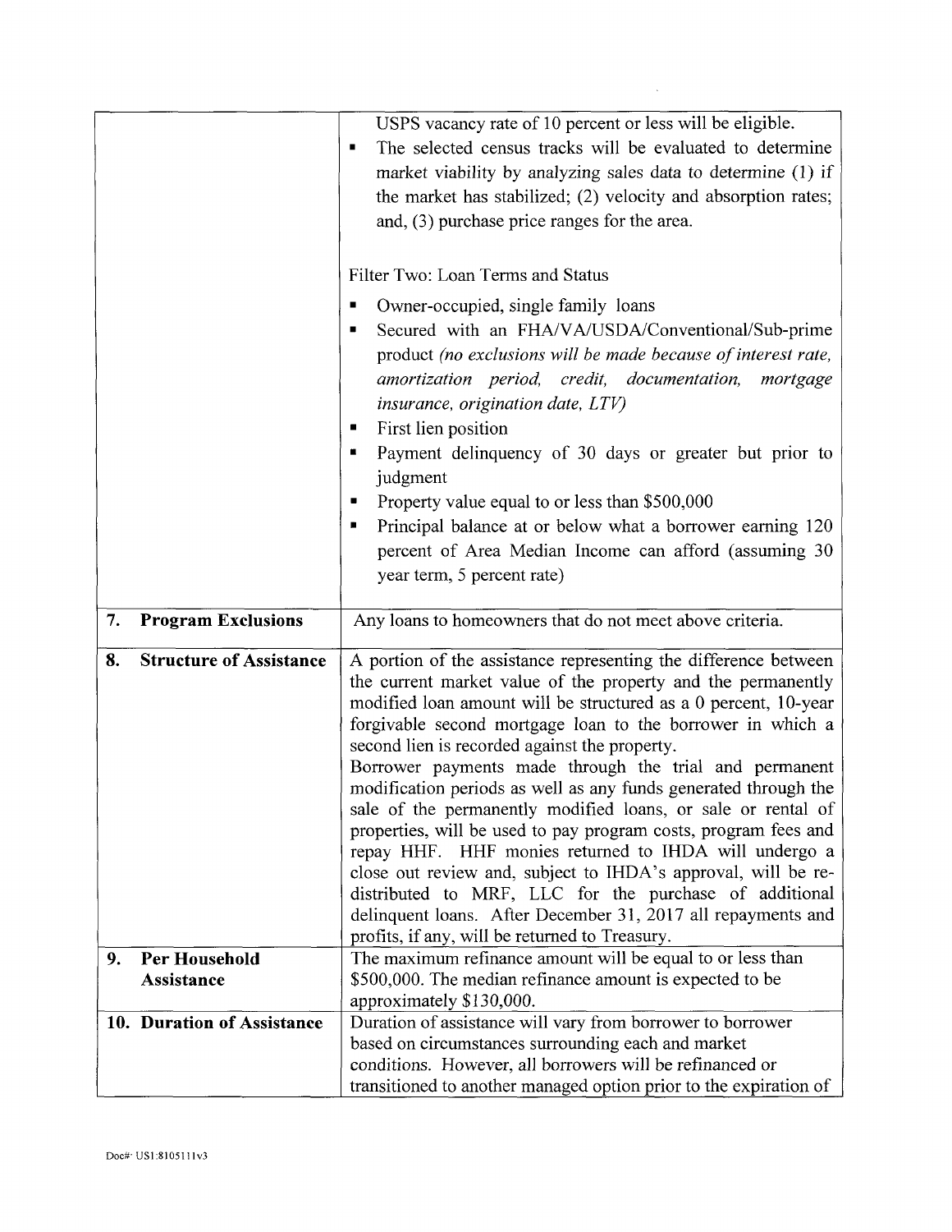| | |
|---|---|
| | USPS vacancy rate of 10 percent or less will be eligible.<br>▪ The selected census tracks will be evaluated to determine market viability by analyzing sales data to determine (1) if the market has stabilized; (2) velocity and absorption rates; and, (3) purchase price ranges for the area.<br><br>Filter Two: Loan Terms and Status<br>▪ Owner-occupied, single family loans<br>▪ Secured with an FHA/VA/USDA/Conventional/Sub-prime product *(no exclusions will be made because of interest rate, amortization period, credit, documentation, mortgage insurance, origination date, LTV)*<br>▪ First lien position<br>▪ Payment delinquency of 30 days or greater but prior to judgment<br>▪ Property value equal to or less than $500,000<br>▪ Principal balance at or below what a borrower earning 120 percent of Area Median Income can afford (assuming 30 year term, 5 percent rate) |
| **7. Program Exclusions** | Any loans to homeowners that do not meet above criteria. |
| **8. Structure of Assistance** | A portion of the assistance representing the difference between the current market value of the property and the permanently modified loan amount will be structured as a 0 percent, 10-year forgivable second mortgage loan to the borrower in which a second lien is recorded against the property.<br>Borrower payments made through the trial and permanent modification periods as well as any funds generated through the sale of the permanently modified loans, or sale or rental of properties, will be used to pay program costs, program fees and repay HHF. HHF monies returned to IHDA will undergo a close out review and, subject to IHDA's approval, will be re-distributed to MRF, LLC for the purchase of additional delinquent loans. After December 31, 2017 all repayments and profits, if any, will be returned to Treasury. |
| **9. Per Household Assistance** | The maximum refinance amount will be equal to or less than $500,000. The median refinance amount is expected to be approximately $130,000. |
| **10. Duration of Assistance** | Duration of assistance will vary from borrower to borrower based on circumstances surrounding each and market conditions. However, all borrowers will be refinanced or transitioned to another managed option prior to the expiration of |

Doc#: US1:8105111v3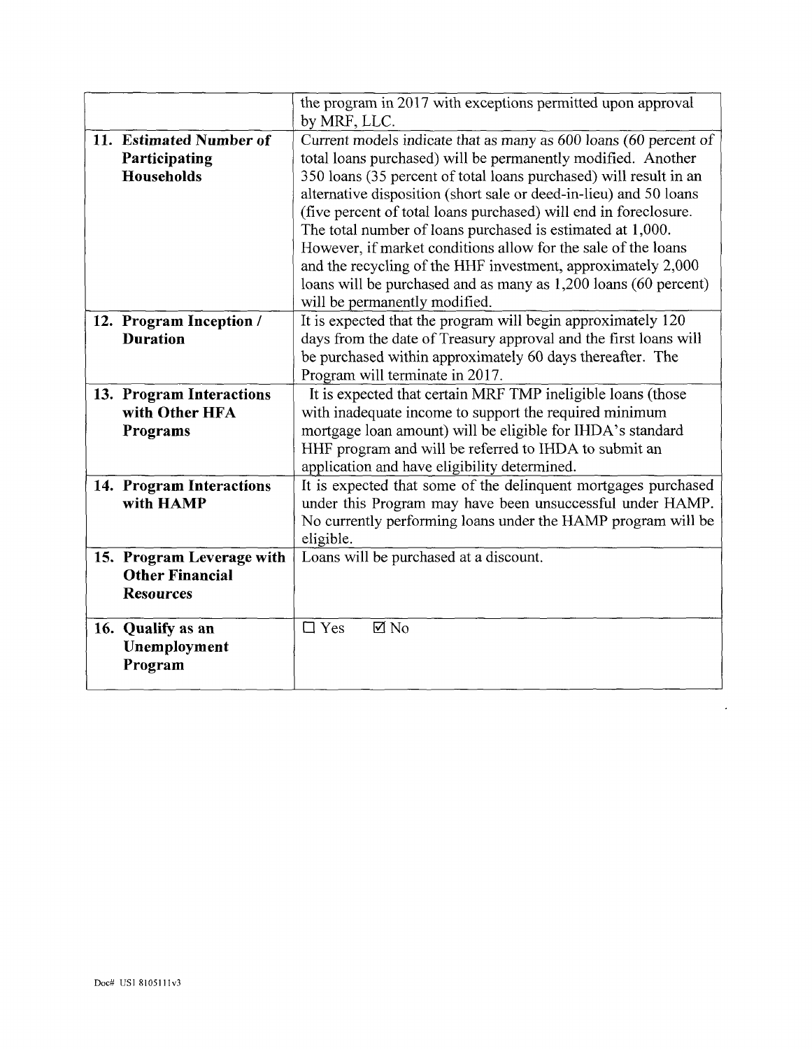| | |
|---|---|
| | the program in 2017 with exceptions permitted upon approval by MRF, LLC. |
| **11. Estimated Number of Participating Households** | Current models indicate that as many as 600 loans (60 percent of total loans purchased) will be permanently modified. Another 350 loans (35 percent of total loans purchased) will result in an alternative disposition (short sale or deed-in-lieu) and 50 loans (five percent of total loans purchased) will end in foreclosure. The total number of loans purchased is estimated at 1,000. However, if market conditions allow for the sale of the loans and the recycling of the HHF investment, approximately 2,000 loans will be purchased and as many as 1,200 loans (60 percent) will be permanently modified. |
| **12. Program Inception / Duration** | It is expected that the program will begin approximately 120 days from the date of Treasury approval and the first loans will be purchased within approximately 60 days thereafter. The Program will terminate in 2017. |
| **13. Program Interactions with Other HFA Programs** | It is expected that certain MRF TMP ineligible loans (those with inadequate income to support the required minimum mortgage loan amount) will be eligible for IHDA's standard HHF program and will be referred to IHDA to submit an application and have eligibility determined. |
| **14. Program Interactions with HAMP** | It is expected that some of the delinquent mortgages purchased under this Program may have been unsuccessful under HAMP. No currently performing loans under the HAMP program will be eligible. |
| **15. Program Leverage with Other Financial Resources** | Loans will be purchased at a discount. |
| **16. Qualify as an Unemployment Program** | ☐ Yes ☑ No |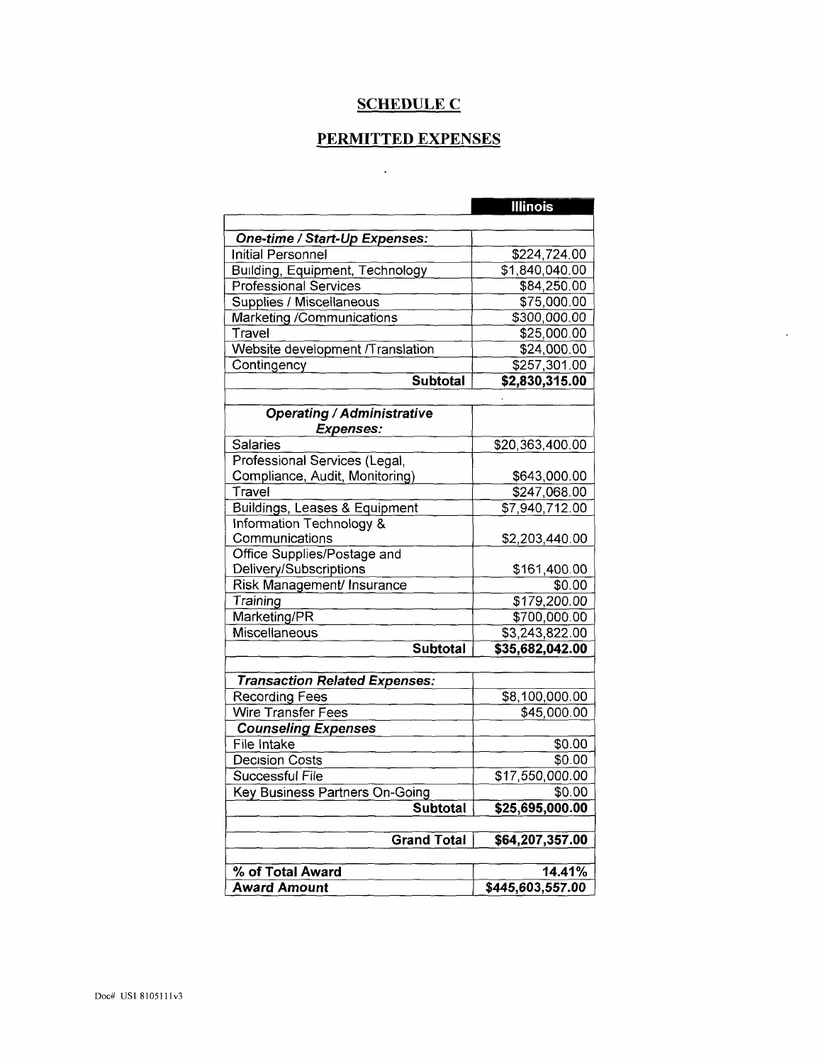# SCHEDULE C

## PERMITTED EXPENSES

| | Illinois |
|---|---|
| ***One-time / Start-Up Expenses:*** | |
| Initial Personnel | $224,724.00 |
| Building, Equipment, Technology | $1,840,040.00 |
| Professional Services | $84,250.00 |
| Supplies / Miscellaneous | $75,000.00 |
| Marketing /Communications | $300,000.00 |
| Travel | $25,000.00 |
| Website development /Translation | $24,000.00 |
| Contingency | $257,301.00 |
| **Subtotal** | **$2,830,315.00** |
| ***Operating / Administrative Expenses:*** | |
| Salaries | $20,363,400.00 |
| Professional Services (Legal, Compliance, Audit, Monitoring) | $643,000.00 |
| Travel | $247,068.00 |
| Buildings, Leases & Equipment | $7,940,712.00 |
| Information Technology & Communications | $2,203,440.00 |
| Office Supplies/Postage and Delivery/Subscriptions | $161,400.00 |
| Risk Management/ Insurance | $0.00 |
| Training | $179,200.00 |
| Marketing/PR | $700,000.00 |
| Miscellaneous | $3,243,822.00 |
| **Subtotal** | **$35,682,042.00** |
| ***Transaction Related Expenses:*** | |
| Recording Fees | $8,100,000.00 |
| Wire Transfer Fees | $45,000.00 |
| ***Counseling Expenses*** | |
| File Intake | $0.00 |
| Decision Costs | $0.00 |
| Successful File | $17,550,000.00 |
| Key Business Partners On-Going | $0.00 |
| **Subtotal** | **$25,695,000.00** |
| **Grand Total** | **$64,207,357.00** |
| **% of Total Award** | **14.41%** |
| **Award Amount** | **$445,603,557.00** |

Doc# US1 8105111v3